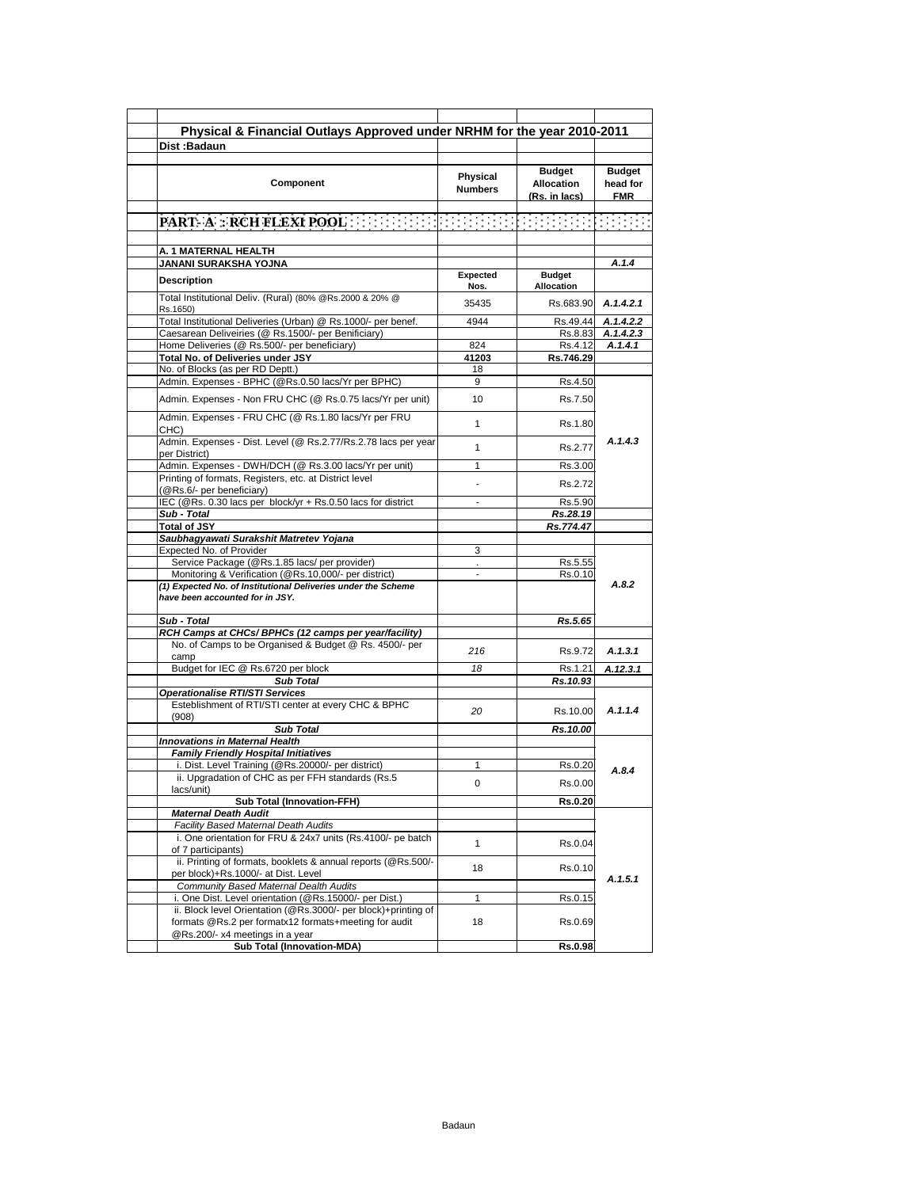# Physical & Financial Outlays Approved under NRHM for the year 2010-2011

**Dist :Badaun**

| Component | Physical Numbers | Budget Allocation (Rs. in lacs) | Budget head for FMR |
|---|---|---|---|
| **PART- A : RCH FLEXI POOL** | | | |
| **A. 1 MATERNAL HEALTH** | | | |
| **JANANI SURAKSHA YOJNA** | | | *A.1.4* |
| **Description** | **Expected Nos.** | **Budget Allocation** | |
| Total Institutional Deliv. (Rural) (80% @Rs.2000 & 20% @ Rs.1650) | 35435 | Rs.683.90 | *A.1.4.2.1* |
| Total Institutional Deliveries (Urban) @ Rs.1000/- per benef. | 4944 | Rs.49.44 | *A.1.4.2.2* |
| Caesarean Deliveiries (@ Rs.1500/- per Benificiary) | | Rs.8.83 | *A.1.4.2.3* |
| Home Deliveries (@ Rs.500/- per beneficiary) | 824 | Rs.4.12 | *A.1.4.1* |
| **Total No. of Deliveries under JSY** | **41203** | **Rs.746.29** | |
| No. of Blocks (as per RD Deptt.) | 18 | | |
| Admin. Expenses - BPHC (@Rs.0.50 lacs/Yr per BPHC) | 9 | Rs.4.50 | *A.1.4.3* |
| Admin. Expenses - Non FRU CHC (@ Rs.0.75 lacs/Yr per unit) | 10 | Rs.7.50 | |
| Admin. Expenses - FRU CHC (@ Rs.1.80 lacs/Yr per FRU CHC) | 1 | Rs.1.80 | |
| Admin. Expenses - Dist. Level (@ Rs.2.77/Rs.2.78 lacs per year per District) | 1 | Rs.2.77 | |
| Admin. Expenses - DWH/DCH (@ Rs.3.00 lacs/Yr per unit) | 1 | Rs.3.00 | |
| Printing of formats, Registers, etc. at District level (@Rs.6/- per beneficiary) | - | Rs.2.72 | |
| IEC (@Rs. 0.30 lacs per block/yr + Rs.0.50 lacs for district | - | Rs.5.90 | |
| ***Sub - Total*** | | ***Rs.28.19*** | |
| **Total of JSY** | | ***Rs.774.47*** | |
| ***Saubhagyawati Surakshit Matretev Yojana*** | | | *A.8.2* |
| Expected No. of Provider | 3 | | |
| Service Package (@Rs.1.85 lacs/ per provider) | . | Rs.5.55 | |
| Monitoring & Verification (@Rs.10,000/- per district) | - | Rs.0.10 | |
| ***(1) Expected No. of Institutional Deliveries under the Scheme have been accounted for in JSY.*** | | | |
| ***Sub - Total*** | | ***Rs.5.65*** | |
| ***RCH Camps at CHCs/ BPHCs (12 camps per year/facility)*** | | | |
| No. of Camps to be Organised & Budget @ Rs. 4500/- per camp | *216* | Rs.9.72 | *A.1.3.1* |
| Budget for IEC @ Rs.6720 per block | *18* | Rs.1.21 | *A.12.3.1* |
| ***Sub Total*** | | ***Rs.10.93*** | |
| ***Operationalise RTI/STI Services*** | | | |
| Esteblishment of RTI/STI center at every CHC & BPHC (908) | *20* | Rs.10.00 | *A.1.1.4* |
| ***Sub Total*** | | ***Rs.10.00*** | |
| ***Innovations in Maternal Health*** | | | *A.8.4* |
| ***Family Friendly Hospital Initiatives*** | | | |
| i. Dist. Level Training (@Rs.20000/- per district) | 1 | Rs.0.20 | |
| ii. Upgradation of CHC as per FFH standards (Rs.5 lacs/unit) | 0 | Rs.0.00 | |
| **Sub Total (Innovation-FFH)** | | **Rs.0.20** | |
| ***Maternal Death Audit*** | | | *A.1.5.1* |
| *Facility Based Maternal Death Audits* | | | |
| i. One orientation for FRU & 24x7 units (Rs.4100/- pe batch of 7 participants) | 1 | Rs.0.04 | |
| ii. Printing of formats, booklets & annual reports (@Rs.500/- per block)+Rs.1000/- at Dist. Level | 18 | Rs.0.10 | |
| *Community Based Maternal Dealth Audits* | | | |
| i. One Dist. Level orientation (@Rs.15000/- per Dist.) | 1 | Rs.0.15 | |
| ii. Block level Orientation (@Rs.3000/- per block)+printing of formats @Rs.2 per formatx12 formats+meeting for audit @Rs.200/- x4 meetings in a year | 18 | Rs.0.69 | |
| **Sub Total (Innovation-MDA)** | | **Rs.0.98** | |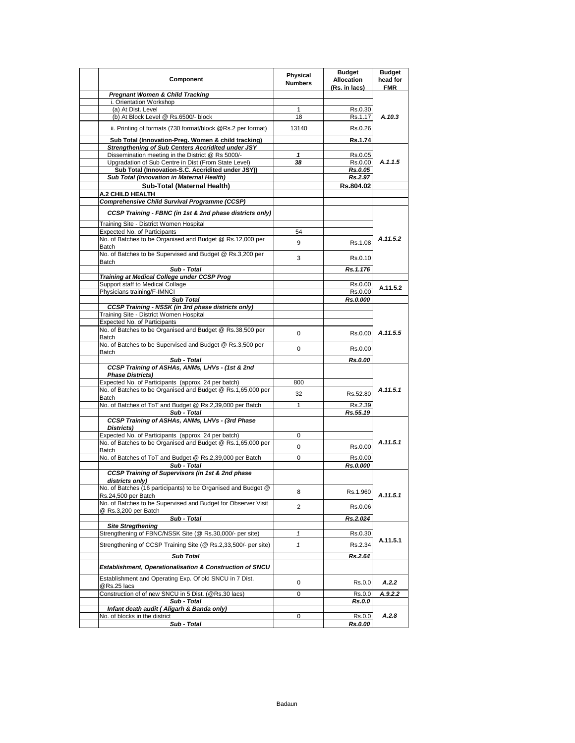| Component | Physical Numbers | Budget Allocation (Rs. in lacs) | Budget head for FMR |
|---|---|---|---|
| ***Pregnant Women & Child Tracking*** | | | |
| i. Orientation Workshop | | | |
| (a) At Dist. Level | 1 | Rs.0.30 | |
| (b) At Block Level @ Rs.6500/- block | 18 | Rs.1.17 | *A.10.3* |
| ii. Printing of formats (730 format/block @Rs.2 per format) | 13140 | Rs.0.26 | |
| **Sub Total (Innovation-Preg. Women & child tracking)** | | **Rs.1.74** | |
| ***Strengthening of Sub Centers Accridited under JSY*** | | | |
| Dissemination meeting in the District @ Rs 5000/- | ***1*** | Rs.0.05 | |
| Upgradation of Sub Centre in Dist (From State Level) | ***38*** | Rs.0.00 | *A.1.1.5* |
| **Sub Total (Innovation-S.C. Accridited under JSY))** | | ***Rs.0.05*** | |
| ***Sub Total (Innovation in Maternal Health)*** | | ***Rs.2.97*** | |
| **Sub-Total (Maternal Health)** | | **Rs.804.02** | |
| **A.2 CHILD HEALTH** | | | |
| ***Comprehensive Child Survival Programme (CCSP)*** | | | |
| ***CCSP Training - FBNC (in 1st & 2nd phase districts only)*** | | | |
| Training Site - District Women Hospital | | | |
| Expected No. of Participants | 54 | | |
| No. of Batches to be Organised and Budget @ Rs.12,000 per Batch | 9 | Rs.1.08 | *A.11.5.2* |
| No. of Batches to be Supervised and Budget @ Rs.3,200 per Batch | 3 | Rs.0.10 | |
| ***Sub - Total*** | | ***Rs.1.176*** | |
| ***Training at Medical College under CCSP Prog*** | | | |
| Support staff to Medical Collage | | Rs.0.00 | A.11.5.2 |
| Physicians training/F-IMNCI | | Rs.0.00 | |
| ***Sub Total*** | | ***Rs.0.000*** | |
| ***CCSP Training - NSSK (in 3rd phase districts only)*** | | | |
| Training Site - District Women Hospital | | | |
| Expected No. of Participants | | | |
| No. of Batches to be Organised and Budget @ Rs.38,500 per Batch | 0 | Rs.0.00 | *A.11.5.5* |
| No. of Batches to be Supervised and Budget @ Rs.3,500 per Batch | 0 | Rs.0.00 | |
| ***Sub - Total*** | | ***Rs.0.00*** | |
| ***CCSP Training of ASHAs, ANMs, LHVs - (1st & 2nd Phase Districts)*** | | | |
| Expected No. of Participants (approx. 24 per batch) | 800 | | |
| No. of Batches to be Organised and Budget @ Rs.1,65,000 per Batch | 32 | Rs.52.80 | *A.11.5.1* |
| No. of Batches of ToT and Budget @ Rs.2,39,000 per Batch | 1 | Rs.2.39 | |
| ***Sub - Total*** | | ***Rs.55.19*** | |
| ***CCSP Training of ASHAs, ANMs, LHVs - (3rd Phase Districts)*** | | | |
| Expected No. of Participants (approx. 24 per batch) | 0 | | |
| No. of Batches to be Organised and Budget @ Rs.1,65,000 per Batch | 0 | Rs.0.00 | *A.11.5.1* |
| No. of Batches of ToT and Budget @ Rs.2,39,000 per Batch | 0 | Rs.0.00 | |
| ***Sub - Total*** | | ***Rs.0.000*** | |
| ***CCSP Training of Supervisors (in 1st & 2nd phase districts only)*** | | | |
| No. of Batches (16 participants) to be Organised and Budget @ Rs.24,500 per Batch | 8 | Rs.1.960 | *A.11.5.1* |
| No. of Batches to be Supervised and Budget for Observer Visit @ Rs.3,200 per Batch | 2 | Rs.0.06 | |
| ***Sub - Total*** | | ***Rs.2.024*** | |
| ***Site Stregthening*** | | | |
| Strengthening of FBNC/NSSK Site (@ Rs.30,000/- per site) | *1* | Rs.0.30 | A.11.5.1 |
| Strengthening of CCSP Training Site (@ Rs.2,33,500/- per site) | *1* | Rs.2.34 | |
| ***Sub Total*** | | ***Rs.2.64*** | |
| ***Establishment, Operationalisation & Construction of SNCU*** | | | |
| Establishment and Operating Exp. Of old SNCU in 7 Dist. @Rs.25 lacs | 0 | Rs.0.0 | ***A.2.2*** |
| Construction of of new SNCU in 5 Dist. (@Rs.30 lacs) | 0 | Rs.0.0 | ***A.9.2.2*** |
| ***Sub - Total*** | | ***Rs.0.0*** | |
| ***Infant death audit ( Aligarh & Banda only)*** | | | |
| No. of blocks in the district | 0 | Rs.0.0 | ***A.2.8*** |
| ***Sub - Total*** | | ***Rs.0.00*** | |

Badaun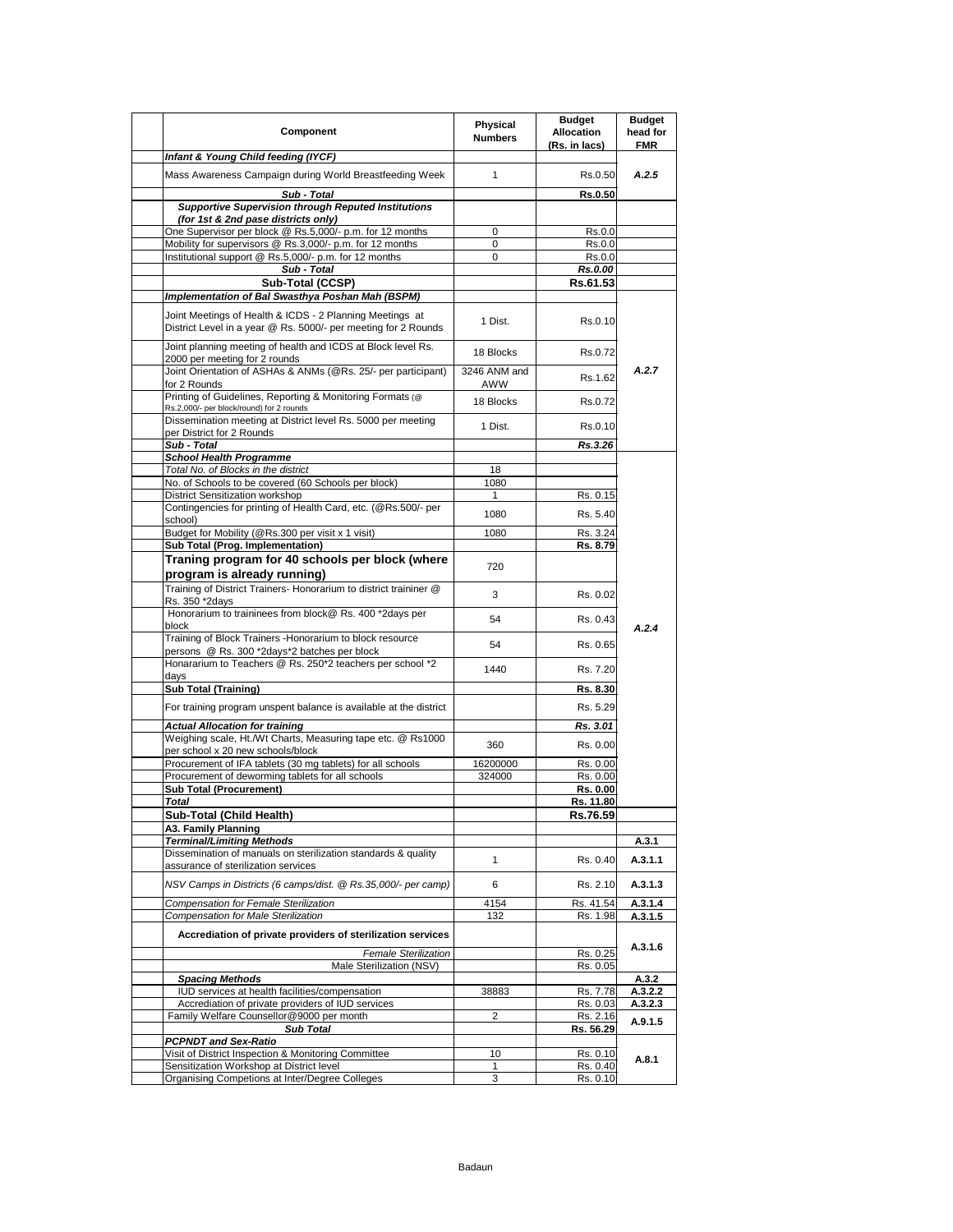| Component | Physical Numbers | Budget Allocation (Rs. in lacs) | Budget head for FMR |
|---|---|---|---|
| ***Infant & Young Child feeding (IYCF)*** | | | |
| Mass Awareness Campaign during World Breastfeeding Week | 1 | Rs.0.50 | *A.2.5* |
| ***Sub - Total*** | | **Rs.0.50** | |
| ***Supportive Supervision through Reputed Institutions (for 1st & 2nd pase districts only)*** | | | |
| One Supervisor per block @ Rs.5,000/- p.m. for 12 months | 0 | Rs.0.0 | |
| Mobility for supervisors @ Rs.3,000/- p.m. for 12 months | 0 | Rs.0.0 | |
| Institutional support @ Rs.5,000/- p.m. for 12 months | 0 | Rs.0.0 | |
| ***Sub - Total*** | | ***Rs.0.00*** | |
| **Sub-Total (CCSP)** | | **Rs.61.53** | |
| ***Implementation of Bal Swasthya Poshan Mah (BSPM)*** | | | |
| Joint Meetings of Health & ICDS - 2 Planning Meetings at District Level in a year @ Rs. 5000/- per meeting for 2 Rounds | 1 Dist. | Rs.0.10 | *A.2.7* |
| Joint planning meeting of health and ICDS at Block level Rs. 2000 per meeting for 2 rounds | 18 Blocks | Rs.0.72 | |
| Joint Orientation of ASHAs & ANMs (@Rs. 25/- per participant) for 2 Rounds | 3246 ANM and AWW | Rs.1.62 | |
| Printing of Guidelines, Reporting & Monitoring Formats (@ Rs.2,000/- per block/round) for 2 rounds | 18 Blocks | Rs.0.72 | |
| Dissemination meeting at District level Rs. 5000 per meeting per District for 2 Rounds | 1 Dist. | Rs.0.10 | |
| ***Sub - Total*** | | ***Rs.3.26*** | |
| ***School Health Programme*** | | | *A.2.4* |
| *Total No. of Blocks in the district* | 18 | | |
| No. of Schools to be covered (60 Schools per block) | 1080 | | |
| District Sensitization workshop | 1 | Rs. 0.15 | |
| Contingencies for printing of Health Card, etc. (@Rs.500/- per school) | 1080 | Rs. 5.40 | |
| Budget for Mobility (@Rs.300 per visit x 1 visit) | 1080 | Rs. 3.24 | |
| **Sub Total (Prog. Implementation)** | | **Rs. 8.79** | |
| **Traning program for 40 schools per block (where program is already running)** | 720 | | |
| Training of District Trainers- Honorarium to district traininer @ Rs. 350 *2days | 3 | Rs. 0.02 | |
| Honorarium to traininees from block@ Rs. 400 *2days per block | 54 | Rs. 0.43 | |
| Training of Block Trainers -Honorarium to block resource persons @ Rs. 300 *2days*2 batches per block | 54 | Rs. 0.65 | |
| Honararium to Teachers @ Rs. 250*2 teachers per school *2 days | 1440 | Rs. 7.20 | |
| **Sub Total (Training)** | | **Rs. 8.30** | |
| For training program unspent balance is available at the district | | Rs. 5.29 | |
| ***Actual Allocation for training*** | | ***Rs. 3.01*** | |
| Weighing scale, Ht./Wt Charts, Measuring tape etc. @ Rs1000 per school x 20 new schools/block | 360 | Rs. 0.00 | |
| Procurement of IFA tablets (30 mg tablets) for all schools | 16200000 | Rs. 0.00 | |
| Procurement of deworming tablets for all schools | 324000 | Rs. 0.00 | |
| **Sub Total (Procurement)** | | **Rs. 0.00** | |
| ***Total*** | | **Rs. 11.80** | |
| **Sub-Total (Child Health)** | | **Rs.76.59** | |
| **A3. Family Planning** | | | |
| ***Terminal/Limiting Methods*** | | | **A.3.1** |
| Dissemination of manuals on sterilization standards & quality assurance of sterilization services | 1 | Rs. 0.40 | **A.3.1.1** |
| *NSV Camps in Districts (6 camps/dist. @ Rs.35,000/- per camp)* | 6 | Rs. 2.10 | **A.3.1.3** |
| *Compensation for Female Sterilization* | 4154 | Rs. 41.54 | **A.3.1.4** |
| *Compensation for Male Sterilization* | 132 | Rs. 1.98 | **A.3.1.5** |
| **Accrediation of private providers of sterilization services** | | | **A.3.1.6** |
| *Female Sterilization* | | Rs. 0.25 | |
| Male Sterilization (NSV) | | Rs. 0.05 | |
| ***Spacing Methods*** | | | **A.3.2** |
| IUD services at health facilities/compensation | 38883 | Rs. 7.78 | **A.3.2.2** |
| Accrediation of private providers of IUD services | | Rs. 0.03 | **A.3.2.3** |
| Family Welfare Counsellor@9000 per month | 2 | Rs. 2.16 | **A.9.1.5** |
| ***Sub Total*** | | **Rs. 56.29** | |
| ***PCPNDT and Sex-Ratio*** | | | |
| Visit of District Inspection & Monitoring Committee | 10 | Rs. 0.10 | **A.8.1** |
| Sensitization Workshop at District level | 1 | Rs. 0.40 | |
| Organising Competions at Inter/Degree Colleges | 3 | Rs. 0.10 | |

Badaun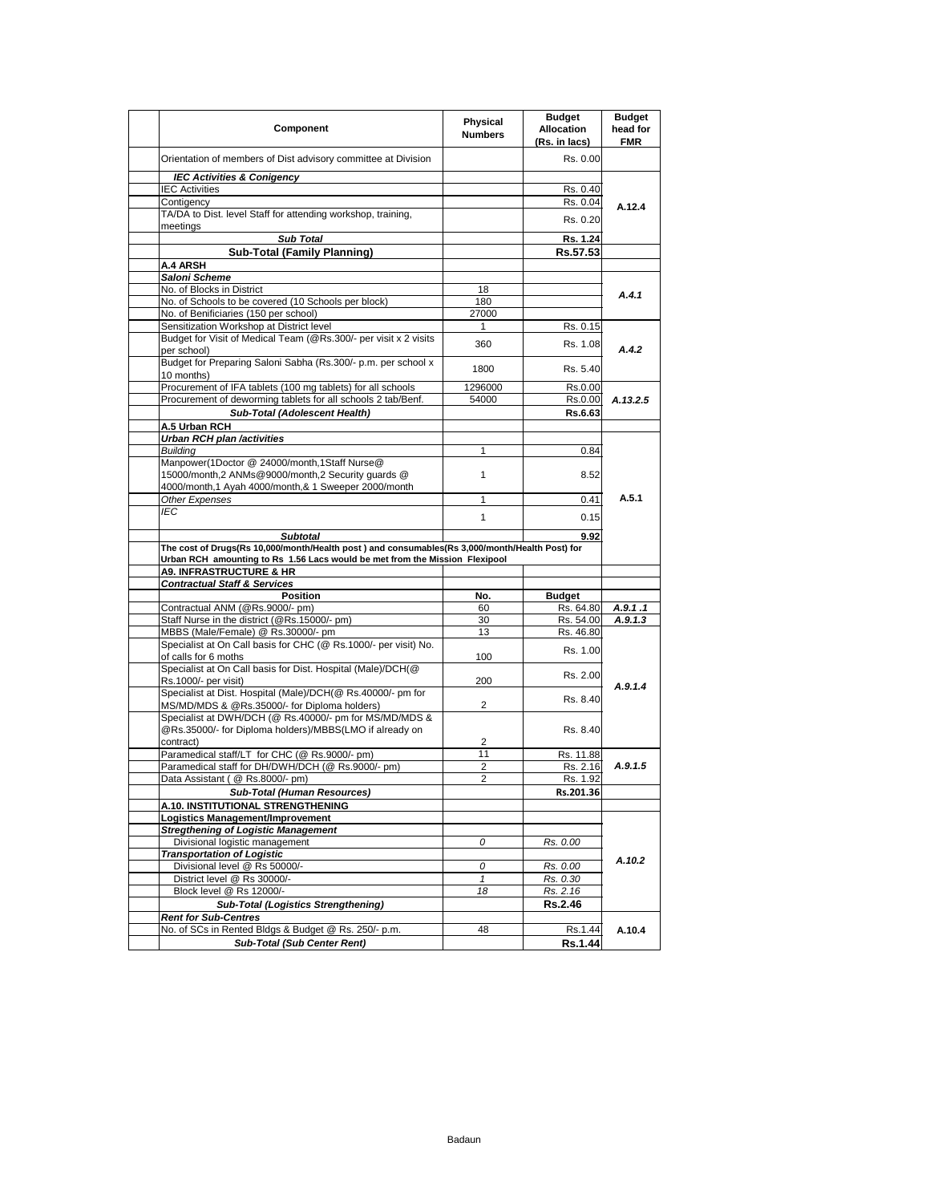| Component | Physical Numbers | Budget Allocation (Rs. in lacs) | Budget head for FMR |
|---|---|---|---|
| Orientation of members of Dist advisory committee at Division | | Rs. 0.00 | |
| ***IEC Activities & Conigency*** | | | |
| IEC Activities | | Rs. 0.40 | A.12.4 |
| Contigency | | Rs. 0.04 | |
| TA/DA to Dist. level Staff for attending workshop, training, meetings | | Rs. 0.20 | |
| ***Sub Total*** | | **Rs. 1.24** | |
| **Sub-Total (Family Planning)** | | **Rs.57.53** | |
| **A.4 ARSH** | | | |
| ***Saloni Scheme*** | | | |
| No. of Blocks in District | 18 | | *A.4.1* |
| No. of Schools to be covered (10 Schools per block) | 180 | | |
| No. of Benificiaries (150 per school) | 27000 | | |
| Sensitization Workshop at District level | 1 | Rs. 0.15 | *A.4.2* |
| Budget for Visit of Medical Team (@Rs.300/- per visit x 2 visits per school) | 360 | Rs. 1.08 | |
| Budget for Preparing Saloni Sabha (Rs.300/- p.m. per school x 10 months) | 1800 | Rs. 5.40 | |
| Procurement of IFA tablets (100 mg tablets) for all schools | 1296000 | Rs.0.00 | *A.13.2.5* |
| Procurement of deworming tablets for all schools 2 tab/Benf. | 54000 | Rs.0.00 | |
| ***Sub-Total (Adolescent Health)*** | | **Rs.6.63** | |
| **A.5 Urban RCH** | | | |
| ***Urban RCH plan /activities*** | | | |
| *Building* | 1 | 0.84 | A.5.1 |
| Manpower(1Doctor @ 24000/month,1Staff Nurse@ 15000/month,2 ANMs@9000/month,2 Security guards @ 4000/month,1 Ayah 4000/month,& 1 Sweeper 2000/month | 1 | 8.52 | |
| *Other Expenses* | 1 | 0.41 | |
| *IEC* | 1 | 0.15 | |
| ***Subtotal*** | | **9.92** | |
| **The cost of Drugs(Rs 10,000/month/Health post ) and consumables(Rs 3,000/month/Health Post) for Urban RCH amounting to Rs 1.56 Lacs would be met from the Mission Flexipool** | | | |
| **A9. INFRASTRUCTURE & HR** | | | |
| ***Contractual Staff & Services*** | | | |
| **Position** | **No.** | **Budget** | |
| Contractual ANM (@Rs.9000/- pm) | 60 | Rs. 64.80 | *A.9.1 .1* |
| Staff Nurse in the district (@Rs.15000/- pm) | 30 | Rs. 54.00 | *A.9.1.3* |
| MBBS (Male/Female) @ Rs.30000/- pm | 13 | Rs. 46.80 | *A.9.1.4* |
| Specialist at On Call basis for CHC (@ Rs.1000/- per visit) No. of calls for 6 moths | 100 | Rs. 1.00 | |
| Specialist at On Call basis for Dist. Hospital (Male)/DCH(@ Rs.1000/- per visit) | 200 | Rs. 2.00 | |
| Specialist at Dist. Hospital (Male)/DCH(@ Rs.40000/- pm for MS/MD/MDS & @Rs.35000/- for Diploma holders) | 2 | Rs. 8.40 | |
| Specialist at DWH/DCH (@ Rs.40000/- pm for MS/MD/MDS & @Rs.35000/- for Diploma holders)/MBBS(LMO if already on contract) | 2 | Rs. 8.40 | |
| Paramedical staff/LT for CHC (@ Rs.9000/- pm) | 11 | Rs. 11.88 | *A.9.1.5* |
| Paramedical staff for DH/DWH/DCH (@ Rs.9000/- pm) | 2 | Rs. 2.16 | |
| Data Assistant ( @ Rs.8000/- pm) | 2 | Rs. 1.92 | |
| ***Sub-Total (Human Resources)*** | | **Rs.201.36** | |
| **A.10. INSTITUTIONAL STRENGTHENING** | | | |
| **Logistics Management/Improvement** | | | |
| ***Stregthening of Logistic Management*** | | | *A.10.2* |
| Divisional logistic management | *0* | *Rs. 0.00* | |
| ***Transportation of Logistic*** | | | |
| Divisional level @ Rs 50000/- | *0* | *Rs. 0.00* | |
| District level @ Rs 30000/- | *1* | *Rs. 0.30* | |
| Block level @ Rs 12000/- | *18* | *Rs. 2.16* | |
| ***Sub-Total (Logistics Strengthening)*** | | **Rs.2.46** | |
| ***Rent for Sub-Centres*** | | | |
| No. of SCs in Rented Bldgs & Budget @ Rs. 250/- p.m. | 48 | Rs.1.44 | A.10.4 |
| ***Sub-Total (Sub Center Rent)*** | | **Rs.1.44** | |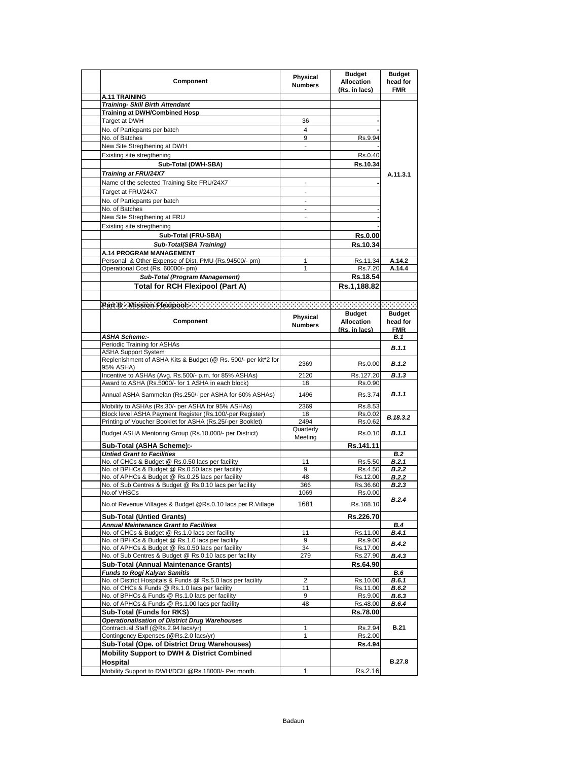| Component | Physical Numbers | Budget Allocation (Rs. in lacs) | Budget head for FMR |
|---|---|---|---|
| **A.11 TRAINING** | | | |
| ***Training- Skill Birth Attendant*** | | | A.11.3.1 |
| **Training at DWH/Combined Hosp** | | | |
| Target at DWH | 36 | - | |
| No. of Particpants per batch | 4 | - | |
| No. of Batches | 9 | Rs.9.94 | |
| New Site Stregthening at DWH | - | - | |
| Existing site stregthening | | Rs.0.40 | |
| **Sub-Total (DWH-SBA)** | | **Rs.10.34** | |
| ***Training at FRU/24X7*** | | | |
| Name of the selected Training Site FRU/24X7 | - | - | |
| Target at FRU/24X7 | - | | |
| No. of Particpants per batch | - | | |
| No. of Batches | - | - | |
| New Site Stregthening at FRU | - | - | |
| Existing site stregthening | | - | |
| **Sub-Total (FRU-SBA)** | | **Rs.0.00** | |
| ***Sub-Total(SBA Training)*** | | **Rs.10.34** | |
| **A.14 PROGRAM MANAGEMENT** | | | |
| Personal & Other Expense of Dist. PMU (Rs.94500/- pm) | 1 | Rs.11.34 | A.14.2 |
| Operational Cost (Rs. 60000/- pm) | 1 | Rs.7.20 | A.14.4 |
| ***Sub-Total (Program Management)*** | | **Rs.18.54** | |
| **Total for RCH Flexipool (Part A)** | | **Rs.1,188.82** | |

**Part B - Mission Flexipool:-**

| Component | Physical Numbers | Budget Allocation (Rs. in lacs) | Budget head for FMR |
|---|---|---|---|
| ***ASHA Scheme:-*** | | | ***B.1*** |
| Periodic Training for ASHAs | | | ***B.1.1*** |
| ASHA Support System | | | |
| Replenishment of ASHA Kits & Budget (@ Rs. 500/- per kit*2 for 95% ASHA) | 2369 | Rs.0.00 | ***B.1.2*** |
| Incentive to ASHAs (Avg. Rs.500/- p.m. for 85% ASHAs) | 2120 | Rs.127.20 | ***B.1.3*** |
| Award to ASHA (Rs.5000/- for 1 ASHA in each block) | 18 | Rs.0.90 | ***B.1.1*** |
| Annual ASHA Sammelan (Rs.250/- per ASHA for 60% ASHAs) | 1496 | Rs.3.74 | |
| Mobility to ASHAs (Rs.30/- per ASHA for 95% ASHAs) | 2369 | Rs.8.53 | |
| Block level ASHA Payment Register (Rs.100/-per Register) | 18 | Rs.0.02 | ***B.18.3.2*** |
| Printing of Voucher Booklet for ASHA (Rs.25/-per Booklet) | 2494 | Rs.0.62 | |
| Budget ASHA Mentoring Group (Rs.10,000/- per District) | Quarterly Meeting | Rs.0.10 | ***B.1.1*** |
| **Sub-Total (ASHA Scheme):-** | | **Rs.141.11** | |
| ***Untied Grant to Facilities*** | | | ***B.2*** |
| No. of CHCs & Budget @ Rs.0.50 lacs per facility | 11 | Rs.5.50 | ***B.2.1*** |
| No. of BPHCs & Budget @ Rs.0.50 lacs per facility | 9 | Rs.4.50 | ***B.2.2*** |
| No. of APHCs & Budget @ Rs.0.25 lacs per facility | 48 | Rs.12.00 | ***B.2.2*** |
| No. of Sub Centres & Budget @ Rs.0.10 lacs per facility | 366 | Rs.36.60 | ***B.2.3*** |
| No.of VHSCs | 1069 | Rs.0.00 | ***B.2.4*** |
| No.of Revenue Villages & Budget @Rs.0.10 lacs per R.Village | 1681 | Rs.168.10 | |
| **Sub-Total (Untied Grants)** | | **Rs.226.70** | |
| ***Annual Maintenance Grant to Facilities*** | | | ***B.4*** |
| No. of CHCs & Budget @ Rs.1.0 lacs per facility | 11 | Rs.11.00 | ***B.4.1*** |
| No. of BPHCs & Budget @ Rs.1.0 lacs per facility | 9 | Rs.9.00 | ***B.4.2*** |
| No. of APHCs & Budget @ Rs.0.50 lacs per facility | 34 | Rs.17.00 | |
| No. of Sub Centres & Budget @ Rs.0.10 lacs per facility | 279 | Rs.27.90 | ***B.4.3*** |
| **Sub-Total (Annual Maintenance Grants)** | | **Rs.64.90** | |
| ***Funds to Rogi Kalyan Samitis*** | | | ***B.6*** |
| No. of District Hospitals & Funds @ Rs.5.0 lacs per facility | 2 | Rs.10.00 | ***B.6.1*** |
| No. of CHCs & Funds @ Rs.1.0 lacs per facility | 11 | Rs.11.00 | ***B.6.2*** |
| No. of BPHCs & Funds @ Rs.1.0 lacs per facility | 9 | Rs.9.00 | ***B.6.3*** |
| No. of APHCs & Funds @ Rs.1.00 lacs per facility | 48 | Rs.48.00 | ***B.6.4*** |
| **Sub-Total (Funds for RKS)** | | **Rs.78.00** | |
| ***Operationalisation of District Drug Warehouses*** | | | **B.21** |
| Contractual Staff (@Rs.2.94 lacs/yr) | 1 | Rs.2.94 | |
| Contingency Expenses (@Rs.2.0 lacs/yr) | 1 | Rs.2.00 | |
| **Sub-Total (Ope. of District Drug Warehouses)** | | **Rs.4.94** | |
| **Mobility Support to DWH & District Combined Hospital** | | | **B.27.8** |
| Mobility Support to DWH/DCH @Rs.18000/- Per month. | 1 | Rs.2.16 | |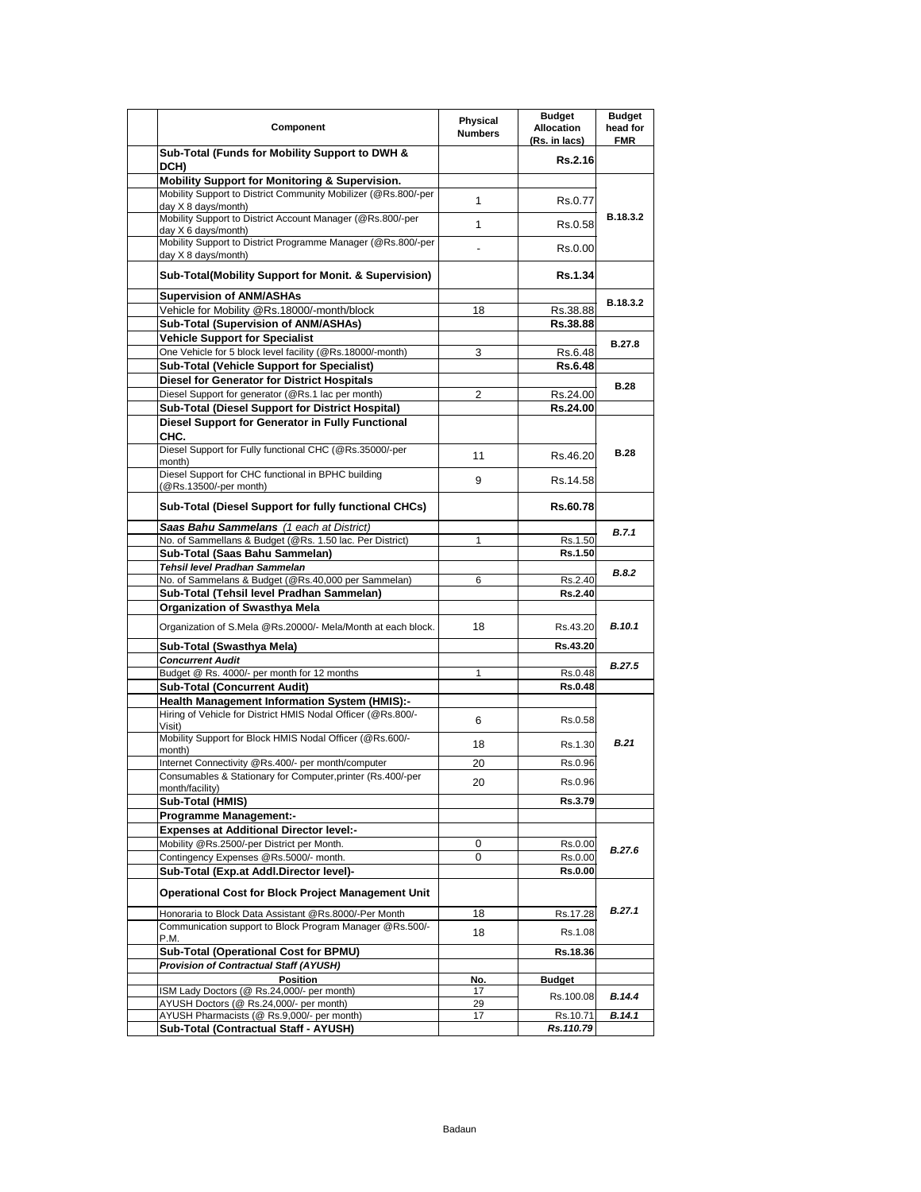| Component | Physical Numbers | Budget Allocation (Rs. in lacs) | Budget head for FMR |
|---|---|---|---|
| **Sub-Total (Funds for Mobility Support to DWH & DCH)** | | **Rs.2.16** | |
| **Mobility Support for Monitoring & Supervision.** | | | |
| Mobility Support to District Community Mobilizer (@Rs.800/-per day X 8 days/month) | 1 | Rs.0.77 | B.18.3.2 |
| Mobility Support to District Account Manager (@Rs.800/-per day X 6 days/month) | 1 | Rs.0.58 | |
| Mobility Support to District Programme Manager (@Rs.800/-per day X 8 days/month) | - | Rs.0.00 | |
| **Sub-Total(Mobility Support for Monit. & Supervision)** | | **Rs.1.34** | |
| **Supervision of ANM/ASHAs** | | | B.18.3.2 |
| Vehicle for Mobility @Rs.18000/-month/block | 18 | Rs.38.88 | |
| **Sub-Total (Supervision of ANM/ASHAs)** | | **Rs.38.88** | |
| **Vehicle Support for Specialist** | | | B.27.8 |
| One Vehicle for 5 block level facility (@Rs.18000/-month) | 3 | Rs.6.48 | |
| **Sub-Total (Vehicle Support for Specialist)** | | **Rs.6.48** | |
| **Diesel for Generator for District Hospitals** | | | B.28 |
| Diesel Support for generator (@Rs.1 lac per month) | 2 | Rs.24.00 | |
| **Sub-Total (Diesel Support for District Hospital)** | | **Rs.24.00** | |
| **Diesel Support for Generator in Fully Functional CHC.** | | | B.28 |
| Diesel Support for Fully functional CHC (@Rs.35000/-per month) | 11 | Rs.46.20 | |
| Diesel Support for CHC functional in BPHC building (@Rs.13500/-per month) | 9 | Rs.14.58 | |
| **Sub-Total (Diesel Support for fully functional CHCs)** | | **Rs.60.78** | |
| ***Saas Bahu Sammelans*** *(1 each at District)* | | | *B.7.1* |
| No. of Sammellans & Budget (@Rs. 1.50 lac. Per District) | 1 | Rs.1.50 | |
| **Sub-Total (Saas Bahu Sammelan)** | | **Rs.1.50** | |
| ***Tehsil level Pradhan Sammelan*** | | | *B.8.2* |
| No. of Sammelans & Budget (@Rs.40,000 per Sammelan) | 6 | Rs.2.40 | |
| **Sub-Total (Tehsil level Pradhan Sammelan)** | | **Rs.2.40** | |
| **Organization of Swasthya Mela** | | | |
| Organization of S.Mela @Rs.20000/- Mela/Month at each block. | 18 | Rs.43.20 | *B.10.1* |
| **Sub-Total (Swasthya Mela)** | | **Rs.43.20** | |
| ***Concurrent Audit*** | | | *B.27.5* |
| Budget @ Rs. 4000/- per month for 12 months | 1 | Rs.0.48 | |
| **Sub-Total (Concurrent Audit)** | | **Rs.0.48** | |
| **Health Management Information System (HMIS):-** | | | |
| Hiring of Vehicle for District HMIS Nodal Officer (@Rs.800/-Visit) | 6 | Rs.0.58 | *B.21* |
| Mobility Support for Block HMIS Nodal Officer (@Rs.600/-month) | 18 | Rs.1.30 | |
| Internet Connectivity @Rs.400/- per month/computer | 20 | Rs.0.96 | |
| Consumables & Stationary for Computer,printer (Rs.400/-per month/facility) | 20 | Rs.0.96 | |
| **Sub-Total (HMIS)** | | **Rs.3.79** | |
| **Programme Management:-** | | | |
| **Expenses at Additional Director level:-** | | | |
| Mobility @Rs.2500/-per District per Month. | 0 | Rs.0.00 | *B.27.6* |
| Contingency Expenses @Rs.5000/- month. | 0 | Rs.0.00 | |
| **Sub-Total (Exp.at Addl.Director level)-** | | **Rs.0.00** | |
| **Operational Cost for Block Project Management Unit** | | | *B.27.1* |
| Honoraria to Block Data Assistant @Rs.8000/-Per Month | 18 | Rs.17.28 | |
| Communication support to Block Program Manager @Rs.500/-P.M. | 18 | Rs.1.08 | |
| **Sub-Total (Operational Cost for BPMU)** | | **Rs.18.36** | |
| ***Provision of Contractual Staff (AYUSH)*** | | | |
| **Position** | **No.** | **Budget** | |
| ISM Lady Doctors (@ Rs.24,000/- per month) | 17 | Rs.100.08 | *B.14.4* |
| AYUSH Doctors (@ Rs.24,000/- per month) | 29 | | |
| AYUSH Pharmacists (@ Rs.9,000/- per month) | 17 | Rs.10.71 | *B.14.1* |
| **Sub-Total (Contractual Staff - AYUSH)** | | ***Rs.110.79*** | |

Badaun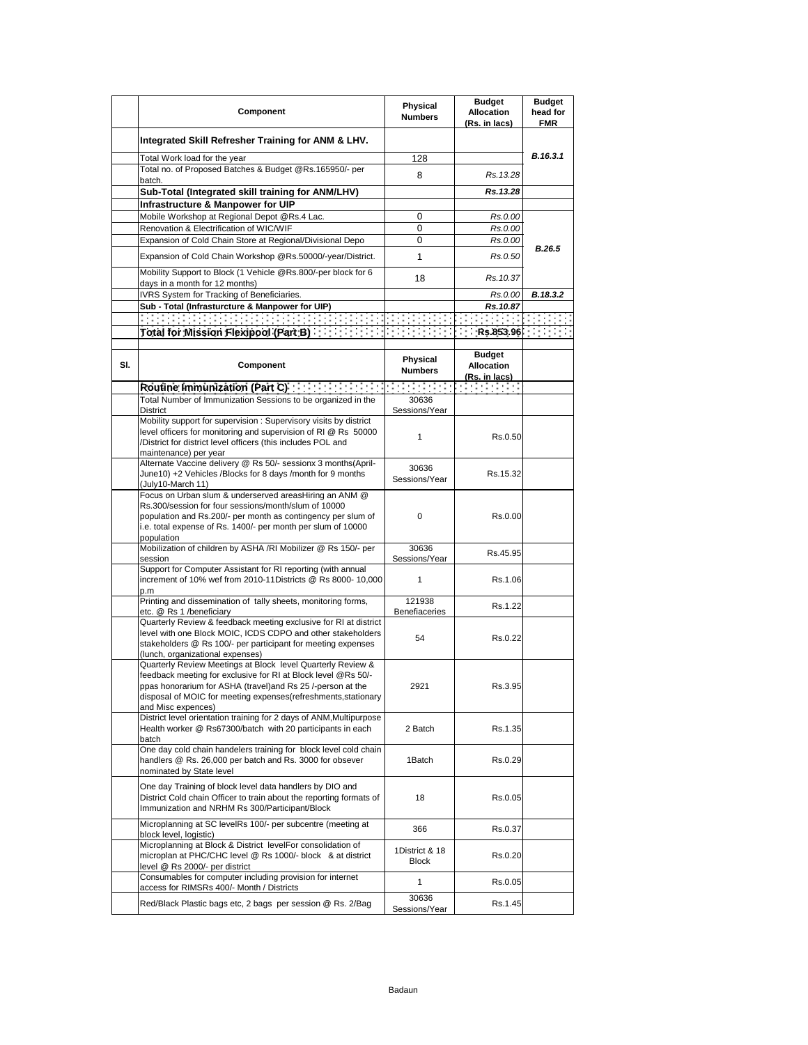| | Component | Physical Numbers | Budget Allocation (Rs. in lacs) | Budget head for FMR |
|---|---|---|---|---|
| | **Integrated Skill Refresher Training for ANM & LHV.** | | | |
| | Total Work load for the year | 128 | | *B.16.3.1* |
| | Total no. of Proposed Batches & Budget @Rs.165950/- per batch. | 8 | *Rs.13.28* | |
| | **Sub-Total (Integrated skill training for ANM/LHV)** | | ***Rs.13.28*** | |
| | **Infrastructure & Manpower for UIP** | | | |
| | Mobile Workshop at Regional Depot @Rs.4 Lac. | 0 | *Rs.0.00* | *B.26.5* |
| | Renovation & Electrification of WIC/WIF | 0 | *Rs.0.00* | |
| | Expansion of Cold Chain Store at Regional/Divisional Depo | 0 | *Rs.0.00* | |
| | Expansion of Cold Chain Workshop @Rs.50000/-year/District. | 1 | *Rs.0.50* | |
| | Mobility Support to Block (1 Vehicle @Rs.800/-per block for 6 days in a month for 12 months) | 18 | *Rs.10.37* | |
| | IVRS System for Tracking of Beneficiaries. | | *Rs.0.00* | *B.18.3.2* |
| | **Sub - Total (Infrasturcture & Manpower for UIP)** | | ***Rs.10.87*** | |
| | **Total for Mission Flexipool (Part B)** | | **Rs.853.96** | |

| Sl. | Component | Physical Numbers | Budget Allocation (Rs. in lacs) | |
|---|---|---|---|---|
| | **Routine Immunization (Part C)** | | | |
| | Total Number of Immunization Sessions to be organized in the District | 30636 Sessions/Year | | |
| | Mobility support for supervision : Supervisory visits by district level officers for monitoring and supervision of RI @ Rs 50000 /District for district level officers (this includes POL and maintenance) per year | 1 | Rs.0.50 | |
| | Alternate Vaccine delivery @ Rs 50/- sessionx 3 months(April-June10) +2 Vehicles /Blocks for 8 days /month for 9 months (July10-March 11) | 30636 Sessions/Year | Rs.15.32 | |
| | Focus on Urban slum & underserved areasHiring an ANM @ Rs.300/session for four sessions/month/slum of 10000 population and Rs.200/- per month as contingency per slum of i.e. total expense of Rs. 1400/- per month per slum of 10000 population | 0 | Rs.0.00 | |
| | Mobilization of children by ASHA /RI Mobilizer @ Rs 150/- per session | 30636 Sessions/Year | Rs.45.95 | |
| | Support for Computer Assistant for RI reporting (with annual increment of 10% wef from 2010-11Districts @ Rs 8000- 10,000 p.m | 1 | Rs.1.06 | |
| | Printing and dissemination of tally sheets, monitoring forms, etc. @ Rs 1 /beneficiary | 121938 Benefiaceries | Rs.1.22 | |
| | Quarterly Review & feedback meeting exclusive for RI at district level with one Block MOIC, ICDS CDPO and other stakeholders stakeholders @ Rs 100/- per participant for meeting expenses (lunch, organizational expenses) | 54 | Rs.0.22 | |
| | Quarterly Review Meetings at Block level Quarterly Review & feedback meeting for exclusive for RI at Block level @Rs 50/- ppas honorarium for ASHA (travel)and Rs 25 /-person at the disposal of MOIC for meeting expenses(refreshments,stationary and Misc expences) | 2921 | Rs.3.95 | |
| | District level orientation training for 2 days of ANM,Multipurpose Health worker @ Rs67300/batch with 20 participants in each batch | 2 Batch | Rs.1.35 | |
| | One day cold chain handelers training for block level cold chain handlers @ Rs. 26,000 per batch and Rs. 3000 for obsever nominated by State level | 1Batch | Rs.0.29 | |
| | One day Training of block level data handlers by DIO and District Cold chain Officer to train about the reporting formats of Immunization and NRHM Rs 300/Participant/Block | 18 | Rs.0.05 | |
| | Microplanning at SC levelRs 100/- per subcentre (meeting at block level, logistic) | 366 | Rs.0.37 | |
| | Microplanning at Block & District levelFor consolidation of microplan at PHC/CHC level @ Rs 1000/- block & at district level @ Rs 2000/- per district | 1District & 18 Block | Rs.0.20 | |
| | Consumables for computer including provision for internet access for RIMSRs 400/- Month / Districts | 1 | Rs.0.05 | |
| | Red/Black Plastic bags etc, 2 bags per session @ Rs. 2/Bag | 30636 Sessions/Year | Rs.1.45 | |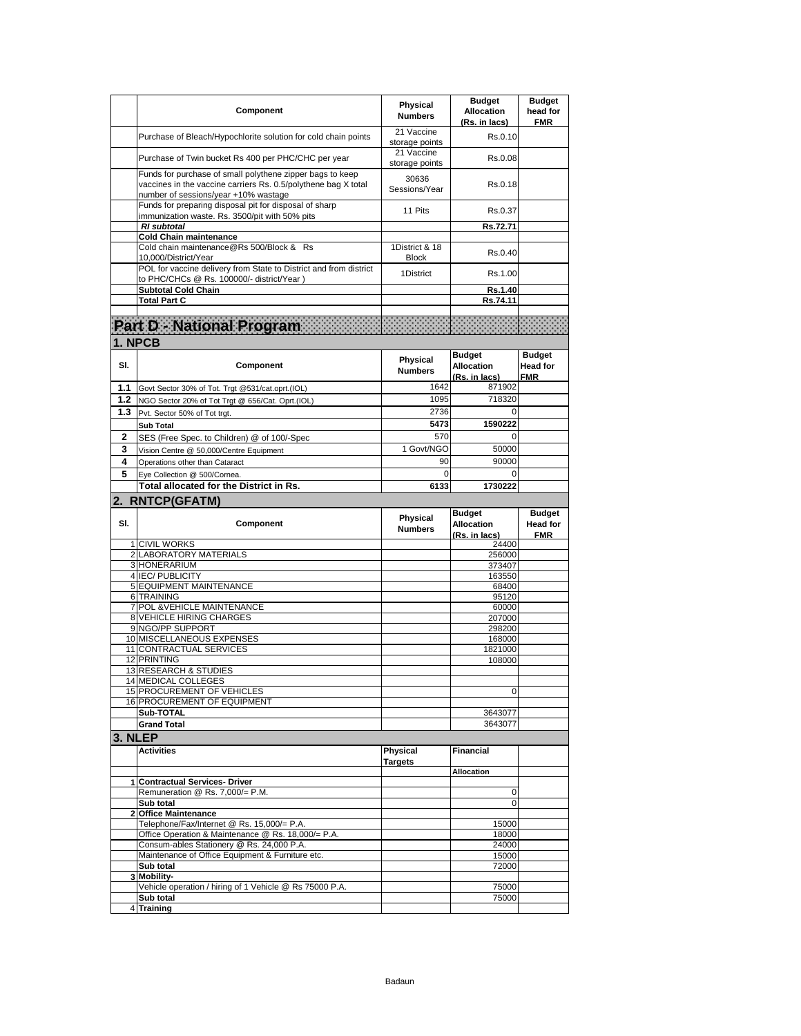| | Component | Physical Numbers | Budget Allocation (Rs. in lacs) | Budget head for FMR |
|---|---|---|---|---|
| | Purchase of Bleach/Hypochlorite solution for cold chain points | 21 Vaccine storage points | Rs.0.10 | |
| | Purchase of Twin bucket Rs 400 per PHC/CHC per year | 21 Vaccine storage points | Rs.0.08 | |
| | Funds for purchase of small polythene zipper bags to keep vaccines in the vaccine carriers Rs. 0.5/polythene bag X total number of sessions/year +10% wastage | 30636 Sessions/Year | Rs.0.18 | |
| | Funds for preparing disposal pit for disposal of sharp immunization waste. Rs. 3500/pit with 50% pits | 11 Pits | Rs.0.37 | |
| | ***RI subtotal*** | | **Rs.72.71** | |
| | **Cold Chain maintenance** | | | |
| | Cold chain maintenance@Rs 500/Block & Rs 10,000/District/Year | 1District & 18 Block | Rs.0.40 | |
| | POL for vaccine delivery from State to District and from district to PHC/CHCs @ Rs. 100000/- district/Year ) | 1District | Rs.1.00 | |
| | **Subtotal Cold Chain** | | **Rs.1.40** | |
| | **Total Part C** | | **Rs.74.11** | |

# Part D - National Program

## 1. NPCB

| Sl. | Component | Physical Numbers | Budget Allocation (Rs. in lacs) | Budget Head for FMR |
|---|---|---|---|---|
| **1.1** | Govt Sector 30% of Tot. Trgt @531/cat.oprt.(IOL) | 1642 | 871902 | |
| **1.2** | NGO Sector 20% of Tot Trgt @ 656/Cat. Oprt.(IOL) | 1095 | 718320 | |
| **1.3** | Pvt. Sector 50% of Tot trgt. | 2736 | 0 | |
| | **Sub Total** | **5473** | **1590222** | |
| **2** | SES (Free Spec. to Children) @ of 100/-Spec | 570 | 0 | |
| **3** | Vision Centre @ 50,000/Centre Equipment | 1 Govt/NGO | 50000 | |
| **4** | Operations other than Cataract | 90 | 90000 | |
| **5** | Eye Collection @ 500/Cornea. | 0 | 0 | |
| | **Total allocated for the District in Rs.** | **6133** | **1730222** | |

## 2. RNTCP(GFATM)

| Sl. | Component | Physical Numbers | Budget Allocation (Rs. in lacs) | Budget Head for FMR |
|---|---|---|---|---|
| 1 | CIVIL WORKS | | 24400 | |
| 2 | LABORATORY MATERIALS | | 256000 | |
| 3 | HONERARIUM | | 373407 | |
| 4 | IEC/ PUBLICITY | | 163550 | |
| 5 | EQUIPMENT MAINTENANCE | | 68400 | |
| 6 | TRAINING | | 95120 | |
| 7 | POL &VEHICLE MAINTENANCE | | 60000 | |
| 8 | VEHICLE HIRING CHARGES | | 207000 | |
| 9 | NGO/PP SUPPORT | | 298200 | |
| 10 | MISCELLANEOUS EXPENSES | | 168000 | |
| 11 | CONTRACTUAL SERVICES | | 1821000 | |
| 12 | PRINTING | | 108000 | |
| 13 | RESEARCH & STUDIES | | | |
| 14 | MEDICAL COLLEGES | | | |
| 15 | PROCUREMENT OF VEHICLES | | 0 | |
| 16 | PROCUREMENT OF EQUIPMENT | | | |
| | **Sub-TOTAL** | | 3643077 | |
| | **Grand Total** | | 3643077 | |

## 3. NLEP

| | Activities | Physical Targets | Financial Allocation | |
|---|---|---|---|---|
| **1** | **Contractual Services- Driver** | | | |
| | Remuneration @ Rs. 7,000/= P.M. | | 0 | |
| | **Sub total** | | 0 | |
| **2** | **Office Maintenance** | | | |
| | Telephone/Fax/Internet @ Rs. 15,000/= P.A. | | 15000 | |
| | Office Operation & Maintenance @ Rs. 18,000/= P.A. | | 18000 | |
| | Consum-ables Stationery @ Rs. 24,000 P.A. | | 24000 | |
| | Maintenance of Office Equipment & Furniture etc. | | 15000 | |
| | **Sub total** | | 72000 | |
| **3** | **Mobility-** | | | |
| | Vehicle operation / hiring of 1 Vehicle @ Rs 75000 P.A. | | 75000 | |
| | **Sub total** | | 75000 | |
| 4 | **Training** | | | |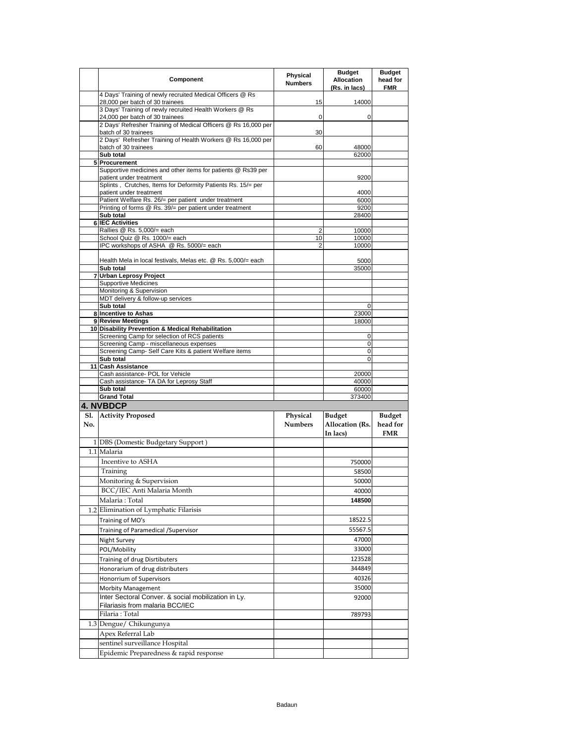| | Component | Physical Numbers | Budget Allocation (Rs. in lacs) | Budget head for FMR |
|---|---|---|---|---|
| | 4 Days' Training of newly recruited Medical Officers @ Rs 28,000 per batch of 30 trainees | 15 | 14000 | |
| | 3 Days' Training of newly recruited Health Workers @ Rs 24,000 per batch of 30 trainees | 0 | 0 | |
| | 2 Days' Refresher Training of Medical Officers @ Rs 16,000 per batch of 30 trainees | 30 | | |
| | 2 Days' Refresher Training of Health Workers @ Rs 16,000 per batch of 30 trainees | 60 | 48000 | |
| | **Sub total** | | 62000 | |
| 5 | **Procurement** | | | |
| | Supportive medicines and other items for patients @ Rs39 per patient under treatment | | 9200 | |
| | Splints , Crutches, Items for Deformity Patients Rs. 15/= per patient under treatment | | 4000 | |
| | Patient Welfare Rs. 26/= per patient under treatment | | 6000 | |
| | Printing of forms @ Rs. 39/= per patient under treatment | | 9200 | |
| | **Sub total** | | 28400 | |
| 6 | **IEC Activities** | | | |
| | Rallies @ Rs. 5,000/= each | 2 | 10000 | |
| | School Quiz @ Rs. 1000/= each | 10 | 10000 | |
| | IPC workshops of ASHA @ Rs. 5000/= each | 2 | 10000 | |
| | Health Mela in local festivals, Melas etc. @ Rs. 5,000/= each | | 5000 | |
| | **Sub total** | | 35000 | |
| 7 | **Urban Leprosy Project** | | | |
| | Supportive Medicines | | | |
| | Monitoring & Supervision | | | |
| | MDT delivery & follow-up services | | | |
| | **Sub total** | | 0 | |
| 8 | **Incentive to Ashas** | | 23000 | |
| 9 | **Review Meetings** | | 18000 | |
| 10 | **Disability Prevention & Medical Rehabilitation** | | | |
| | Screening Camp for selection of RCS patients | | 0 | |
| | Screening Camp - miscellaneous expenses | | 0 | |
| | Screening Camp- Self Care Kits & patient Welfare items | | 0 | |
| | **Sub total** | | 0 | |
| 11 | **Cash Assistance** | | | |
| | Cash assistance- POL for Vehicle | | 20000 | |
| | Cash assistance- TA DA for Leprosy Staff | | 40000 | |
| | **Sub total** | | 60000 | |
| | **Grand Total** | | 373400 | |

## 4. NVBDCP

| Sl. No. | Activity Proposed | Physical Numbers | Budget Allocation (Rs. In lacs) | Budget head for FMR |
|---|---|---|---|---|
| 1 | DBS (Domestic Budgetary Support ) | | | |
| 1.1 | Malaria | | | |
| | Incentive to ASHA | | 750000 | |
| | Training | | 58500 | |
| | Monitoring & Supervision | | 50000 | |
| | BCC/IEC Anti Malaria Month | | 40000 | |
| | Malaria : Total | | **148500** | |
| 1.2 | Elimination of Lymphatic Filarisis | | | |
| | Training of MO's | | 18522.5 | |
| | Training of Paramedical /Supervisor | | 55567.5 | |
| | Night Survey | | 47000 | |
| | POL/Mobility | | 33000 | |
| | Training of drug Disrtibuters | | 123528 | |
| | Honorarium of drug distributers | | 344849 | |
| | Honorrium of Supervisors | | 40326 | |
| | Morbity Management | | 35000 | |
| | Inter Sectoral Conver. & social mobilization in Ly. Filariasis from malaria BCC/IEC | | 92000 | |
| | Filaria : Total | | 789793 | |
| 1.3 | Dengue/ Chikungunya | | | |
| | Apex Referral Lab | | | |
| | sentinel surveillance Hospital | | | |
| | Epidemic Preparedness & rapid response | | | |

Badaun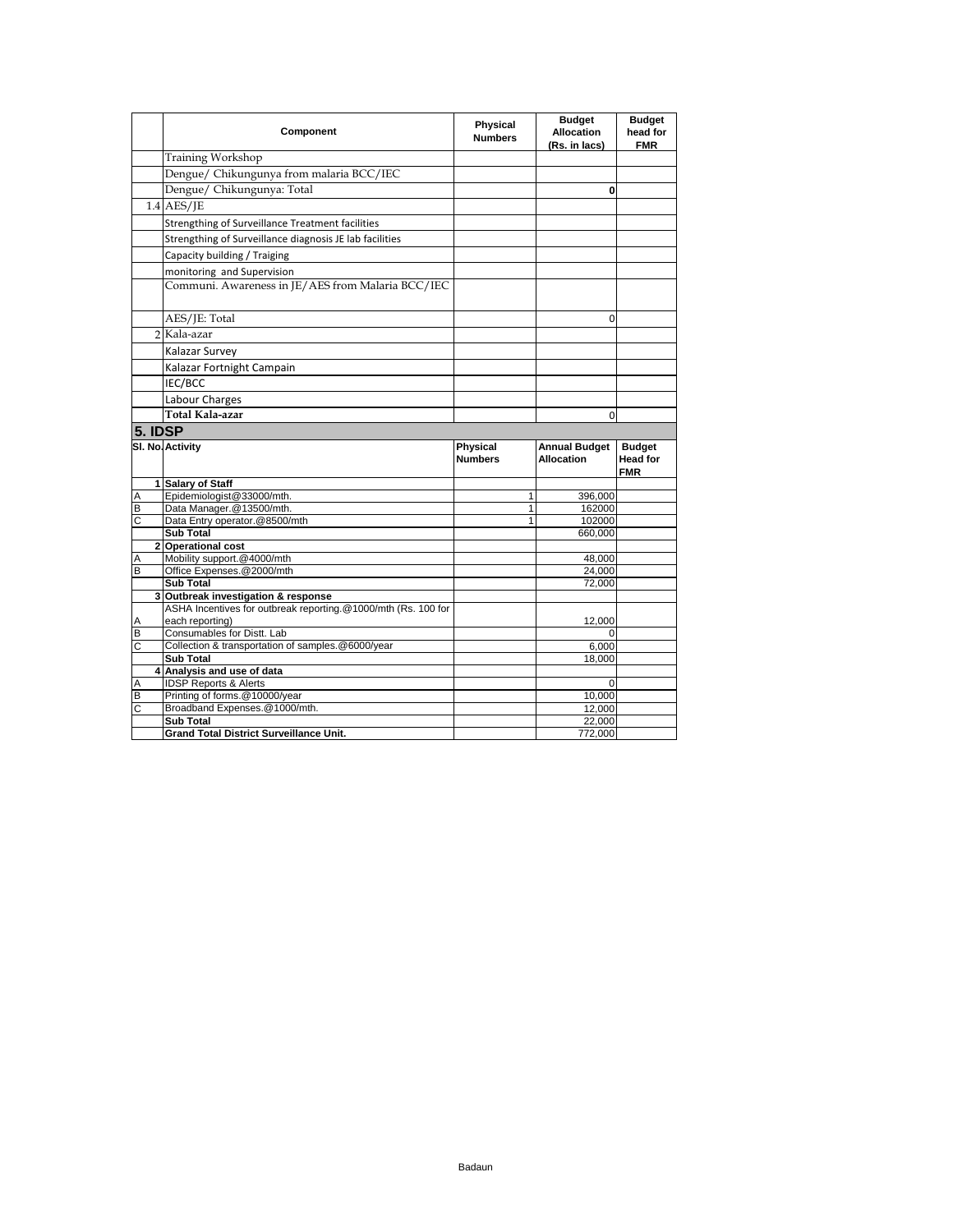| | Component | Physical Numbers | Budget Allocation (Rs. in lacs) | Budget head for FMR |
|---|---|---|---|---|
| | Training Workshop | | | |
| | Dengue/ Chikungunya from malaria BCC/IEC | | | |
| | Dengue/ Chikungunya: Total | | **0** | |
| 1.4 | AES/JE | | | |
| | Strengthing of Surveillance Treatment facilities | | | |
| | Strengthing of Surveillance diagnosis JE lab facilities | | | |
| | Capacity building / Traiging | | | |
| | monitoring and Supervision | | | |
| | Communi. Awareness in JE/AES from Malaria BCC/IEC | | | |
| | AES/JE: Total | | 0 | |
| 2 | Kala-azar | | | |
| | Kalazar Survey | | | |
| | Kalazar Fortnight Campain | | | |
| | IEC/BCC | | | |
| | Labour Charges | | | |
| | **Total Kala-azar** | | 0 | |

## 5. IDSP

| Sl. No. | Activity | Physical Numbers | Annual Budget Allocation | Budget Head for FMR |
|---|---|---|---|---|
| 1 | **Salary of Staff** | | | |
| A | Epidemiologist@33000/mth. | 1 | 396,000 | |
| B | Data Manager.@13500/mth. | 1 | 162000 | |
| C | Data Entry operator.@8500/mth | 1 | 102000 | |
| | **Sub Total** | | 660,000 | |
| 2 | **Operational cost** | | | |
| A | Mobility support.@4000/mth | | 48,000 | |
| B | Office Expenses.@2000/mth | | 24,000 | |
| | **Sub Total** | | 72,000 | |
| 3 | **Outbreak investigation & response** | | | |
| A | ASHA Incentives for outbreak reporting.@1000/mth (Rs. 100 for each reporting) | | 12,000 | |
| B | Consumables for Distt. Lab | | 0 | |
| C | Collection & transportation of samples.@6000/year | | 6,000 | |
| | **Sub Total** | | 18,000 | |
| 4 | **Analysis and use of data** | | | |
| A | IDSP Reports & Alerts | | 0 | |
| B | Printing of forms.@10000/year | | 10,000 | |
| C | Broadband Expenses.@1000/mth. | | 12,000 | |
| | **Sub Total** | | 22,000 | |
| | **Grand Total District Surveillance Unit.** | | 772,000 | |